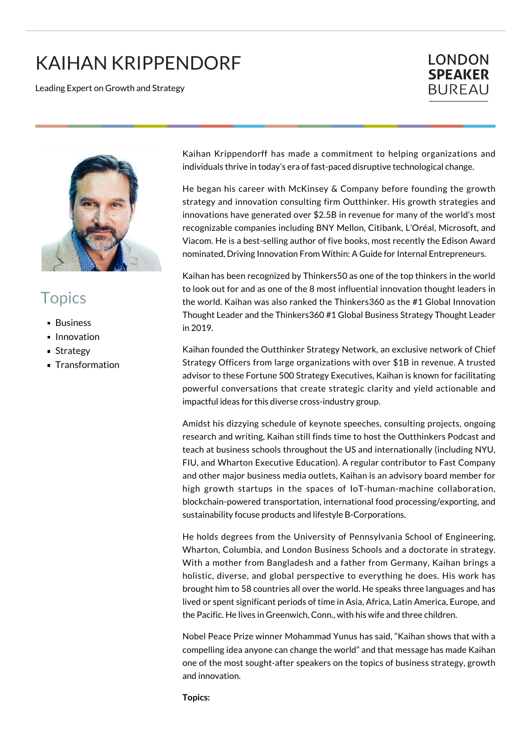# KAIHAN KRIPPENDORF

Leading Expert on Growth and Strategy

LONDON **SPEAKER** BUREAU

## Topics

- Business
- Innovation
- Strategy
- Transformation

Kaihan Krippendorff has made a commitment to helping organizations and individuals thrive in today's era of fast-paced disruptive technological change.

He began his career with McKinsey & Company before founding the growth strategy and innovation consulting firm Outthinker. His growth strategies and innovations have generated over $2.5B in revenue for many of the world's most recognizable companies including BNY Mellon, Citibank, L'Oréal, Microsoft, and Viacom. He is a best-selling author of five books, most recently the Edison Award nominated, Driving Innovation From Within: A Guide for Internal Entrepreneurs.

Kaihan has been recognized by Thinkers50 as one of the top thinkers in the world to look out for and as one of the 8 most influential innovation thought leaders in the world. Kaihan was also ranked the Thinkers360 as the #1 Global Innovation Thought Leader and the Thinkers360 #1 Global Business Strategy Thought Leader in 2019.

Kaihan founded the Outthinker Strategy Network, an exclusive network of Chief Strategy Officers from large organizations with over $1B in revenue. A trusted advisor to these Fortune 500 Strategy Executives, Kaihan is known for facilitating powerful conversations that create strategic clarity and yield actionable and impactful ideas for this diverse cross-industry group.

Amidst his dizzying schedule of keynote speeches, consulting projects, ongoing research and writing, Kaihan still finds time to host the Outthinkers Podcast and teach at business schools throughout the US and internationally (including NYU, FIU, and Wharton Executive Education). A regular contributor to Fast Company and other major business media outlets, Kaihan is an advisory board member for high growth startups in the spaces of IoT-human-machine collaboration, blockchain-powered transportation, international food processing/exporting, and sustainability focuse products and lifestyle B-Corporations.

He holds degrees from the University of Pennsylvania School of Engineering, Wharton, Columbia, and London Business Schools and a doctorate in strategy. With a mother from Bangladesh and a father from Germany, Kaihan brings a holistic, diverse, and global perspective to everything he does. His work has brought him to 58 countries all over the world. He speaks three languages and has lived or spent significant periods of time in Asia, Africa, Latin America, Europe, and the Pacific. He lives in Greenwich, Conn., with his wife and three children.

Nobel Peace Prize winner Mohammad Yunus has said, "Kaihan shows that with a compelling idea anyone can change the world" and that message has made Kaihan one of the most sought-after speakers on the topics of business strategy, growth and innovation.

**Topics:**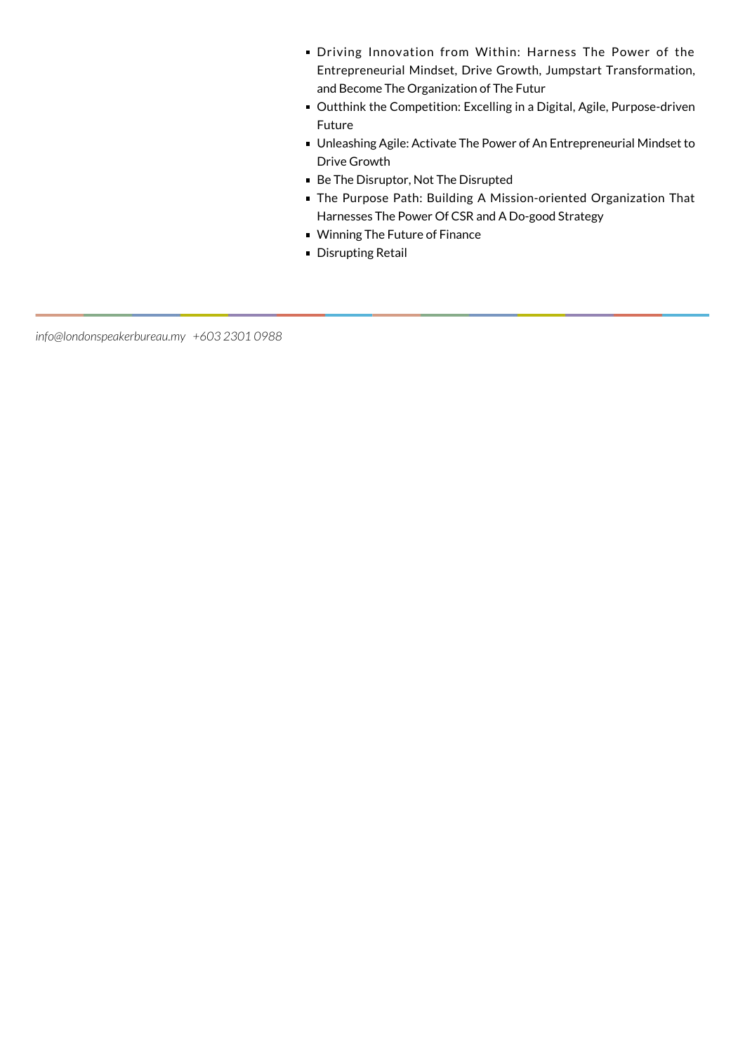- Driving Innovation from Within: Harness The Power of the Entrepreneurial Mindset, Drive Growth, Jumpstart Transformation, and Become The Organization of The Futur
- Outthink the Competition: Excelling in a Digital, Agile, Purpose-driven Future
- Unleashing Agile: Activate The Power of An Entrepreneurial Mindset to Drive Growth
- Be The Disruptor, Not The Disrupted
- The Purpose Path: Building A Mission-oriented Organization That Harnesses The Power Of CSR and A Do-good Strategy
- Winning The Future of Finance
- Disrupting Retail

*info@londonspeakerbureau.my   +603 2301 0988*